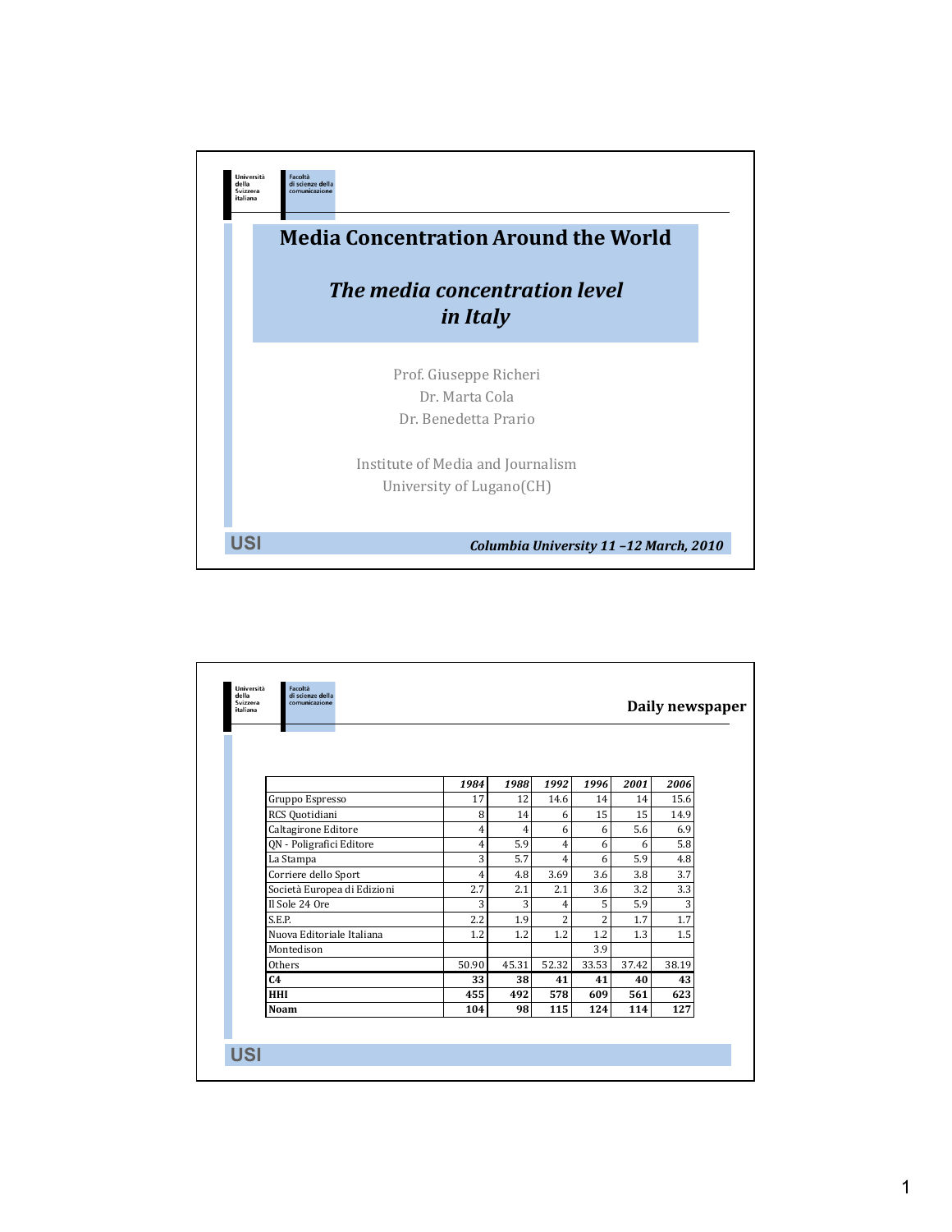# Media Concentration Around the World

## *The media concentration level in Italy*

Prof. Giuseppe Richeri
Dr. Marta Cola
Dr. Benedetta Prario

Institute of Media and Journalism
University of Lugano(CH)

***Columbia University 11 –12 March, 2010***

---

## Daily newspaper

| | *1984* | *1988* | *1992* | *1996* | *2001* | *2006* |
|---|---|---|---|---|---|---|
| Gruppo Espresso | 17 | 12 | 14.6 | 14 | 14 | 15.6 |
| RCS Quotidiani | 8 | 14 | 6 | 15 | 15 | 14.9 |
| Caltagirone Editore | 4 | 4 | 6 | 6 | 5.6 | 6.9 |
| QN - Poligrafici Editore | 4 | 5.9 | 4 | 6 | 6 | 5.8 |
| La Stampa | 3 | 5.7 | 4 | 6 | 5.9 | 4.8 |
| Corriere dello Sport | 4 | 4.8 | 3.69 | 3.6 | 3.8 | 3.7 |
| Società Europea di Edizioni | 2.7 | 2.1 | 2.1 | 3.6 | 3.2 | 3.3 |
| Il Sole 24 Ore | 3 | 3 | 4 | 5 | 5.9 | 3 |
| S.E.P. | 2.2 | 1.9 | 2 | 2 | 1.7 | 1.7 |
| Nuova Editoriale Italiana | 1.2 | 1.2 | 1.2 | 1.2 | 1.3 | 1.5 |
| Montedison | | | | 3.9 | | |
| Others | 50.90 | 45.31 | 52.32 | 33.53 | 37.42 | 38.19 |
| **C4** | **33** | **38** | **41** | **41** | **40** | **43** |
| **HHI** | **455** | **492** | **578** | **609** | **561** | **623** |
| **Noam** | **104** | **98** | **115** | **124** | **114** | **127** |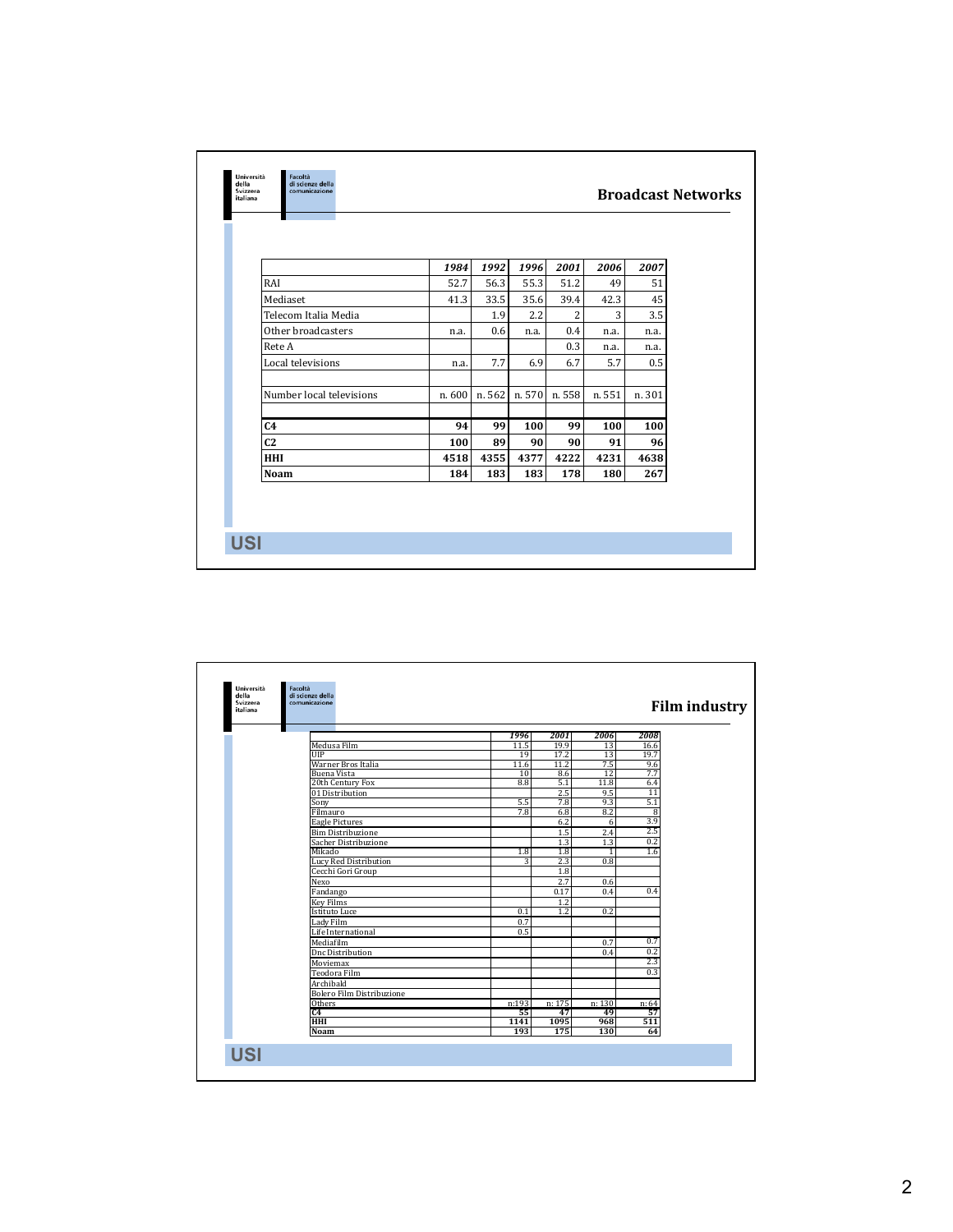## Broadcast Networks

| | *1984* | *1992* | *1996* | *2001* | *2006* | *2007* |
|---|---|---|---|---|---|---|
| RAI | 52.7 | 56.3 | 55.3 | 51.2 | 49 | 51 |
| Mediaset | 41.3 | 33.5 | 35.6 | 39.4 | 42.3 | 45 |
| Telecom Italia Media | | 1.9 | 2.2 | 2 | 3 | 3.5 |
| Other broadcasters | n.a. | 0.6 | n.a. | 0.4 | n.a. | n.a. |
| Rete A | | | | 0.3 | n.a. | n.a. |
| Local televisions | n.a. | 7.7 | 6.9 | 6.7 | 5.7 | 0.5 |
| | | | | | | |
| Number local televisions | n. 600 | n. 562 | n. 570 | n. 558 | n. 551 | n. 301 |
| | | | | | | |
| **C4** | **94** | **99** | **100** | **99** | **100** | **100** |
| **C2** | **100** | **89** | **90** | **90** | **91** | **96** |
| **HHI** | **4518** | **4355** | **4377** | **4222** | **4231** | **4638** |
| **Noam** | **184** | **183** | **183** | **178** | **180** | **267** |

## Film industry

| | *1996* | *2001* | *2006* | *2008* |
|---|---|---|---|---|
| Medusa Film | 11.5 | 19.9 | 13 | 16.6 |
| UIP | 19 | 17.2 | 13 | 19.7 |
| Warner Bros Italia | 11.6 | 11.2 | 7.5 | 9.6 |
| Buena Vista | 10 | 8.6 | 12 | 7.7 |
| 20th Century Fox | 8.8 | 5.1 | 11.8 | 6.4 |
| 01 Distribution | | 2.5 | 9.5 | 11 |
| Sony | 5.5 | 7.8 | 9.3 | 5.1 |
| Filmauro | 7.8 | 6.8 | 8.2 | 8 |
| Eagle Pictures | | 6.2 | 6 | 3.9 |
| Bim Distribuzione | | 1.5 | 2.4 | 2.5 |
| Sacher Distribuzione | | 1.3 | 1.3 | 0.2 |
| Mikado | 1.8 | 1.8 | 1 | 1.6 |
| Lucy Red Distribution | 3 | 2.3 | 0.8 | |
| Cecchi Gori Group | | 1.8 | | |
| Nexo | | 2.7 | 0.6 | |
| Fandango | | 0.17 | 0.4 | 0.4 |
| Key Films | | 1.2 | | |
| Istituto Luce | 0.1 | 1.2 | 0.2 | |
| Lady Film | 0.7 | | | |
| Life International | 0.5 | | | |
| Mediafilm | | | 0.7 | 0.7 |
| Dnc Distribution | | | 0.4 | 0.2 |
| Moviemax | | | | 2.3 |
| Teodora Film | | | | 0.3 |
| Archibald | | | | |
| Bolero Film Distribuzione | | | | |
| Others | n:193 | n: 175 | n: 130 | n: 64 |
| **C4** | **55** | **47** | **49** | **57** |
| **HHI** | **1141** | **1095** | **968** | **511** |
| **Noam** | **193** | **175** | **130** | **64** |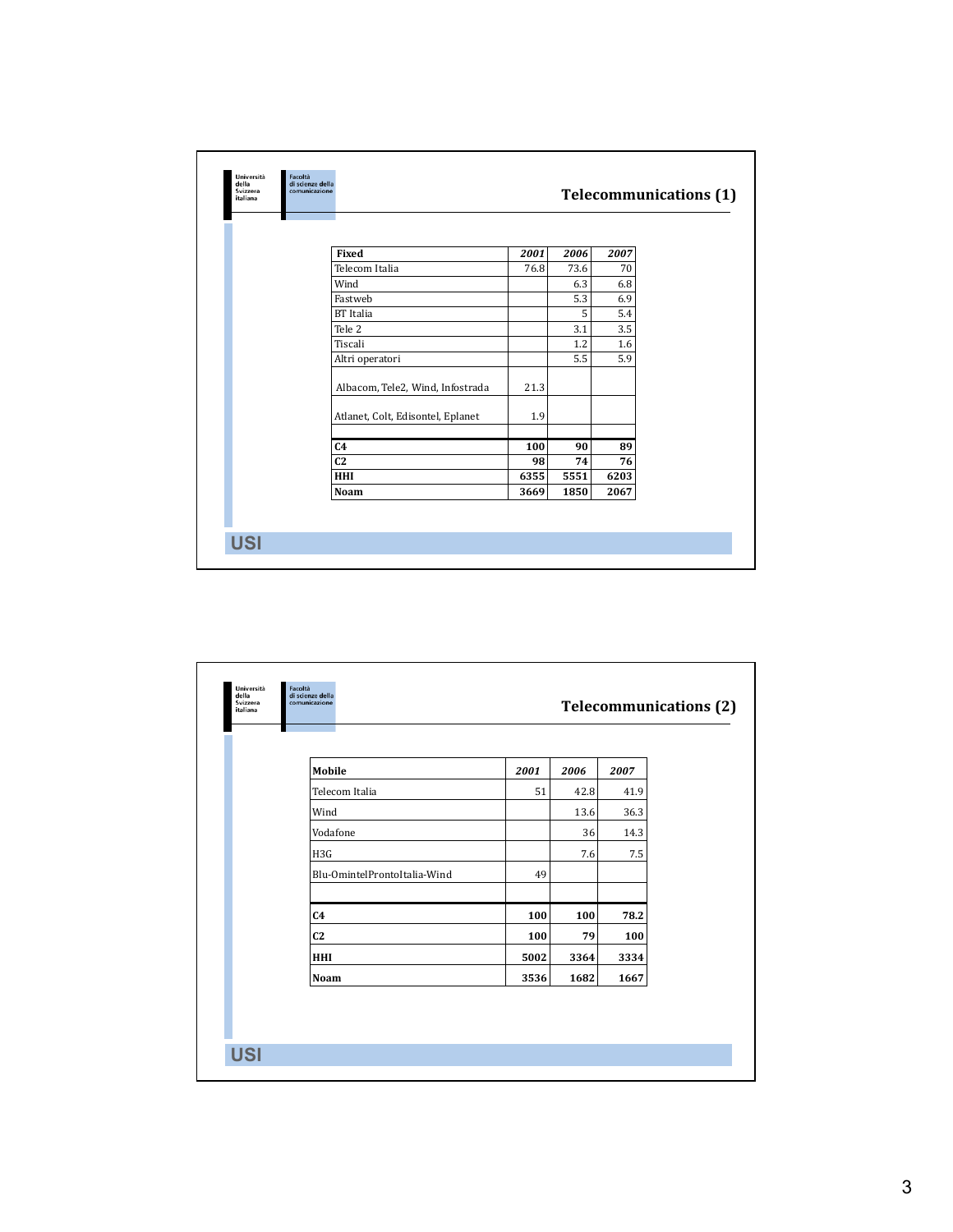## Telecommunications (1)

| Fixed | 2001 | 2006 | 2007 |
|---|---|---|---|
| Telecom Italia | 76.8 | 73.6 | 70 |
| Wind | | 6.3 | 6.8 |
| Fastweb | | 5.3 | 6.9 |
| BT Italia | | 5 | 5.4 |
| Tele 2 | | 3.1 | 3.5 |
| Tiscali | | 1.2 | 1.6 |
| Altri operatori | | 5.5 | 5.9 |
| Albacom, Tele2, Wind, Infostrada | 21.3 | | |
| Atlanet, Colt, Edisontel, Eplanet | 1.9 | | |
| | | | |
| **C4** | **100** | **90** | **89** |
| **C2** | **98** | **74** | **76** |
| **HHI** | **6355** | **5551** | **6203** |
| **Noam** | **3669** | **1850** | **2067** |

USI

## Telecommunications (2)

| Mobile | 2001 | 2006 | 2007 |
|---|---|---|---|
| Telecom Italia | 51 | 42.8 | 41.9 |
| Wind | | 13.6 | 36.3 |
| Vodafone | | 36 | 14.3 |
| H3G | | 7.6 | 7.5 |
| Blu-OmintelProntoItalia-Wind | 49 | | |
| | | | |
| **C4** | **100** | **100** | **78.2** |
| **C2** | **100** | **79** | **100** |
| **HHI** | **5002** | **3364** | **3334** |
| **Noam** | **3536** | **1682** | **1667** |

USI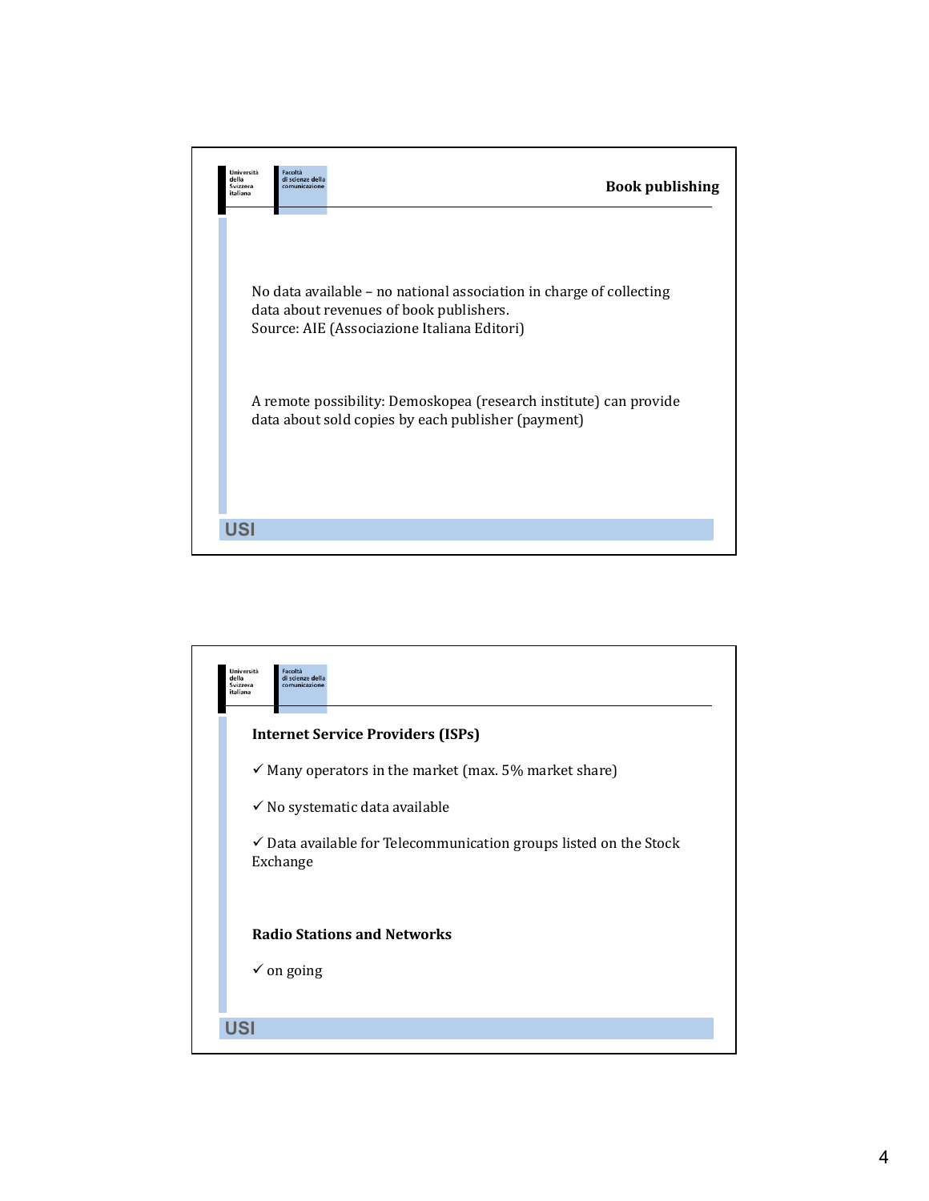## Book publishing

No data available – no national association in charge of collecting data about revenues of book publishers.
Source: AIE (Associazione Italiana Editori)

A remote possibility: Demoskopea (research institute) can provide data about sold copies by each publisher (payment)

USI

**Internet Service Providers (ISPs)**

- ✓ Many operators in the market (max. 5% market share)
- ✓ No systematic data available
- ✓ Data available for Telecommunication groups listed on the Stock Exchange

**Radio Stations and Networks**

- ✓ on going

USI